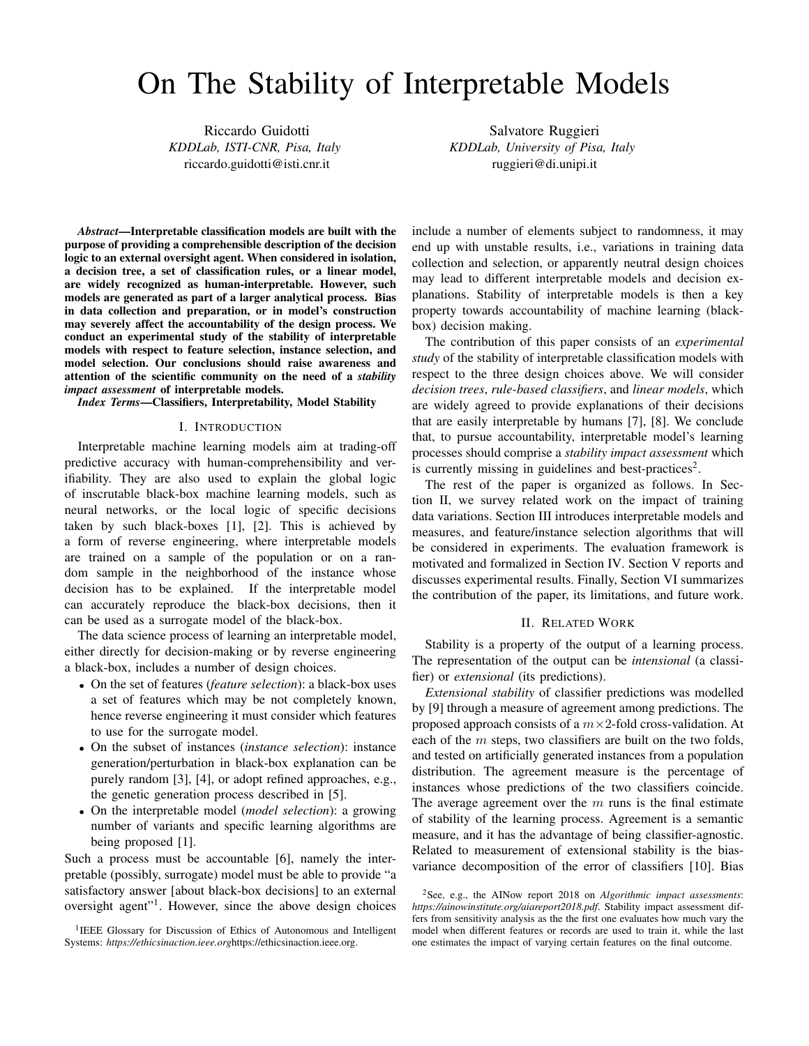# On The Stability of Interpretable Models

Riccardo Guidotti
*KDDLab, ISTI-CNR, Pisa, Italy*
riccardo.guidotti@isti.cnr.it

Salvatore Ruggieri
*KDDLab, University of Pisa, Italy*
ruggieri@di.unipi.it

***Abstract*—Interpretable classification models are built with the purpose of providing a comprehensible description of the decision logic to an external oversight agent. When considered in isolation, a decision tree, a set of classification rules, or a linear model, are widely recognized as human-interpretable. However, such models are generated as part of a larger analytical process. Bias in data collection and preparation, or in model's construction may severely affect the accountability of the design process. We conduct an experimental study of the stability of interpretable models with respect to feature selection, instance selection, and model selection. Our conclusions should raise awareness and attention of the scientific community on the need of a *stability impact assessment* of interpretable models.**

***Index Terms*—Classifiers, Interpretability, Model Stability**

## I. Introduction

Interpretable machine learning models aim at trading-off predictive accuracy with human-comprehensibility and verifiability. They are also used to explain the global logic of inscrutable black-box machine learning models, such as neural networks, or the local logic of specific decisions taken by such black-boxes [1], [2]. This is achieved by a form of reverse engineering, where interpretable models are trained on a sample of the population or on a random sample in the neighborhood of the instance whose decision has to be explained. If the interpretable model can accurately reproduce the black-box decisions, then it can be used as a surrogate model of the black-box.

The data science process of learning an interpretable model, either directly for decision-making or by reverse engineering a black-box, includes a number of design choices.

- On the set of features (*feature selection*): a black-box uses a set of features which may be not completely known, hence reverse engineering it must consider which features to use for the surrogate model.
- On the subset of instances (*instance selection*): instance generation/perturbation in black-box explanation can be purely random [3], [4], or adopt refined approaches, e.g., the genetic generation process described in [5].
- On the interpretable model (*model selection*): a growing number of variants and specific learning algorithms are being proposed [1].

Such a process must be accountable [6], namely the interpretable (possibly, surrogate) model must be able to provide "a satisfactory answer [about black-box decisions] to an external oversight agent"[1]. However, since the above design choices include a number of elements subject to randomness, it may end up with unstable results, i.e., variations in training data collection and selection, or apparently neutral design choices may lead to different interpretable models and decision explanations. Stability of interpretable models is then a key property towards accountability of machine learning (black-box) decision making.

The contribution of this paper consists of an *experimental study* of the stability of interpretable classification models with respect to the three design choices above. We will consider *decision trees*, *rule-based classifiers*, and *linear models*, which are widely agreed to provide explanations of their decisions that are easily interpretable by humans [7], [8]. We conclude that, to pursue accountability, interpretable model's learning processes should comprise a *stability impact assessment* which is currently missing in guidelines and best-practices[2].

The rest of the paper is organized as follows. In Section II, we survey related work on the impact of training data variations. Section III introduces interpretable models and measures, and feature/instance selection algorithms that will be considered in experiments. The evaluation framework is motivated and formalized in Section IV. Section V reports and discusses experimental results. Finally, Section VI summarizes the contribution of the paper, its limitations, and future work.

## II. Related Work

Stability is a property of the output of a learning process. The representation of the output can be *intensional* (a classifier) or *extensional* (its predictions).

*Extensional stability* of classifier predictions was modelled by [9] through a measure of agreement among predictions. The proposed approach consists of a $m \times 2$-fold cross-validation. At each of the $m$ steps, two classifiers are built on the two folds, and tested on artificially generated instances from a population distribution. The agreement measure is the percentage of instances whose predictions of the two classifiers coincide. The average agreement over the $m$ runs is the final estimate of stability of the learning process. Agreement is a semantic measure, and it has the advantage of being classifier-agnostic. Related to measurement of extensional stability is the bias-variance decomposition of the error of classifiers [10]. Bias

[1] IEEE Glossary for Discussion of Ethics of Autonomous and Intelligent Systems: *https://ethicsinaction.ieee.org*https://ethicsinaction.ieee.org.

[2] See, e.g., the AINow report 2018 on *Algorithmic impact assessments*: *https://ainowinstitute.org/aiareport2018.pdf*. Stability impact assessment differs from sensitivity analysis as the the first one evaluates how much vary the model when different features or records are used to train it, while the last one estimates the impact of varying certain features on the final outcome.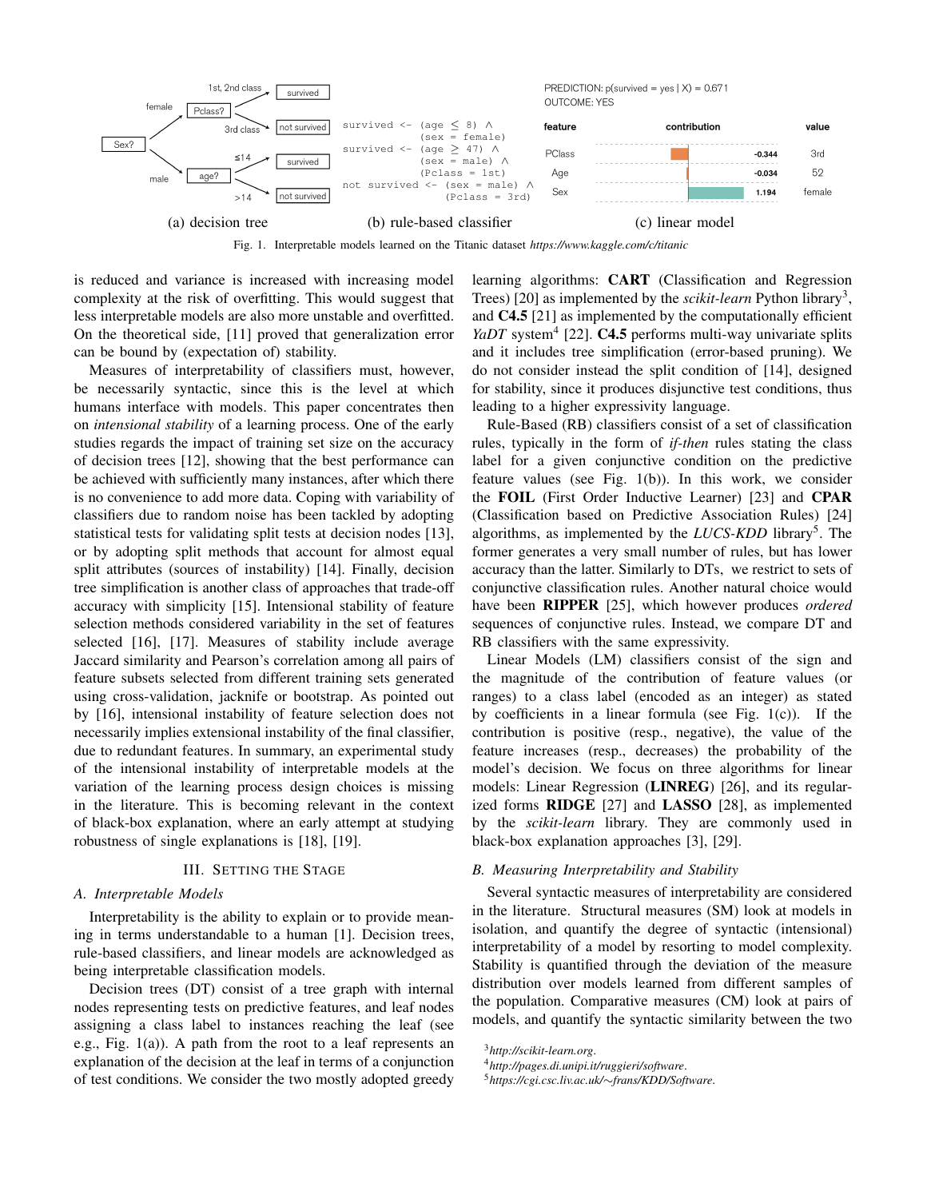(a) decision tree (b) rule-based classifier (c) linear model

Fig. 1. Interpretable models learned on the Titanic dataset *https://www.kaggle.com/c/titanic*

is reduced and variance is increased with increasing model complexity at the risk of overfitting. This would suggest that less interpretable models are also more unstable and overfitted. On the theoretical side, [11] proved that generalization error can be bound by (expectation of) stability.

Measures of interpretability of classifiers must, however, be necessarily syntactic, since this is the level at which humans interface with models. This paper concentrates then on *intensional stability* of a learning process. One of the early studies regards the impact of training set size on the accuracy of decision trees [12], showing that the best performance can be achieved with sufficiently many instances, after which there is no convenience to add more data. Coping with variability of classifiers due to random noise has been tackled by adopting statistical tests for validating split tests at decision nodes [13], or by adopting split methods that account for almost equal split attributes (sources of instability) [14]. Finally, decision tree simplification is another class of approaches that trade-off accuracy with simplicity [15]. Intensional stability of feature selection methods considered variability in the set of features selected [16], [17]. Measures of stability include average Jaccard similarity and Pearson's correlation among all pairs of feature subsets selected from different training sets generated using cross-validation, jacknife or bootstrap. As pointed out by [16], intensional instability of feature selection does not necessarily implies extensional instability of the final classifier, due to redundant features. In summary, an experimental study of the intensional instability of interpretable models at the variation of the learning process design choices is missing in the literature. This is becoming relevant in the context of black-box explanation, where an early attempt at studying robustness of single explanations is [18], [19].

## III. Setting the Stage

### A. Interpretable Models

Interpretability is the ability to explain or to provide meaning in terms understandable to a human [1]. Decision trees, rule-based classifiers, and linear models are acknowledged as being interpretable classification models.

Decision trees (DT) consist of a tree graph with internal nodes representing tests on predictive features, and leaf nodes assigning a class label to instances reaching the leaf (see e.g., Fig. 1(a)). A path from the root to a leaf represents an explanation of the decision at the leaf in terms of a conjunction of test conditions. We consider the two mostly adopted greedy learning algorithms: **CART** (Classification and Regression Trees) [20] as implemented by the *scikit-learn* Python library[3], and **C4.5** [21] as implemented by the computationally efficient *YaDT* system[4] [22]. **C4.5** performs multi-way univariate splits and it includes tree simplification (error-based pruning). We do not consider instead the split condition of [14], designed for stability, since it produces disjunctive test conditions, thus leading to a higher expressivity language.

Rule-Based (RB) classifiers consist of a set of classification rules, typically in the form of *if-then* rules stating the class label for a given conjunctive condition on the predictive feature values (see Fig. 1(b)). In this work, we consider the **FOIL** (First Order Inductive Learner) [23] and **CPAR** (Classification based on Predictive Association Rules) [24] algorithms, as implemented by the *LUCS-KDD* library[5]. The former generates a very small number of rules, but has lower accuracy than the latter. Similarly to DTs, we restrict to sets of conjunctive classification rules. Another natural choice would have been **RIPPER** [25], which however produces *ordered* sequences of conjunctive rules. Instead, we compare DT and RB classifiers with the same expressivity.

Linear Models (LM) classifiers consist of the sign and the magnitude of the contribution of feature values (or ranges) to a class label (encoded as an integer) as stated by coefficients in a linear formula (see Fig. 1(c)). If the contribution is positive (resp., negative), the value of the feature increases (resp., decreases) the probability of the model's decision. We focus on three algorithms for linear models: Linear Regression (**LINREG**) [26], and its regularized forms **RIDGE** [27] and **LASSO** [28], as implemented by the *scikit-learn* library. They are commonly used in black-box explanation approaches [3], [29].

### B. Measuring Interpretability and Stability

Several syntactic measures of interpretability are considered in the literature. Structural measures (SM) look at models in isolation, and quantify the degree of syntactic (intensional) interpretability of a model by resorting to model complexity. Stability is quantified through the deviation of the measure distribution over models learned from different samples of the population. Comparative measures (CM) look at pairs of models, and quantify the syntactic similarity between the two

[3] *http://scikit-learn.org*.

[4] *http://pages.di.unipi.it/ruggieri/software*.

[5] *https://cgi.csc.liv.ac.uk/~frans/KDD/Software*.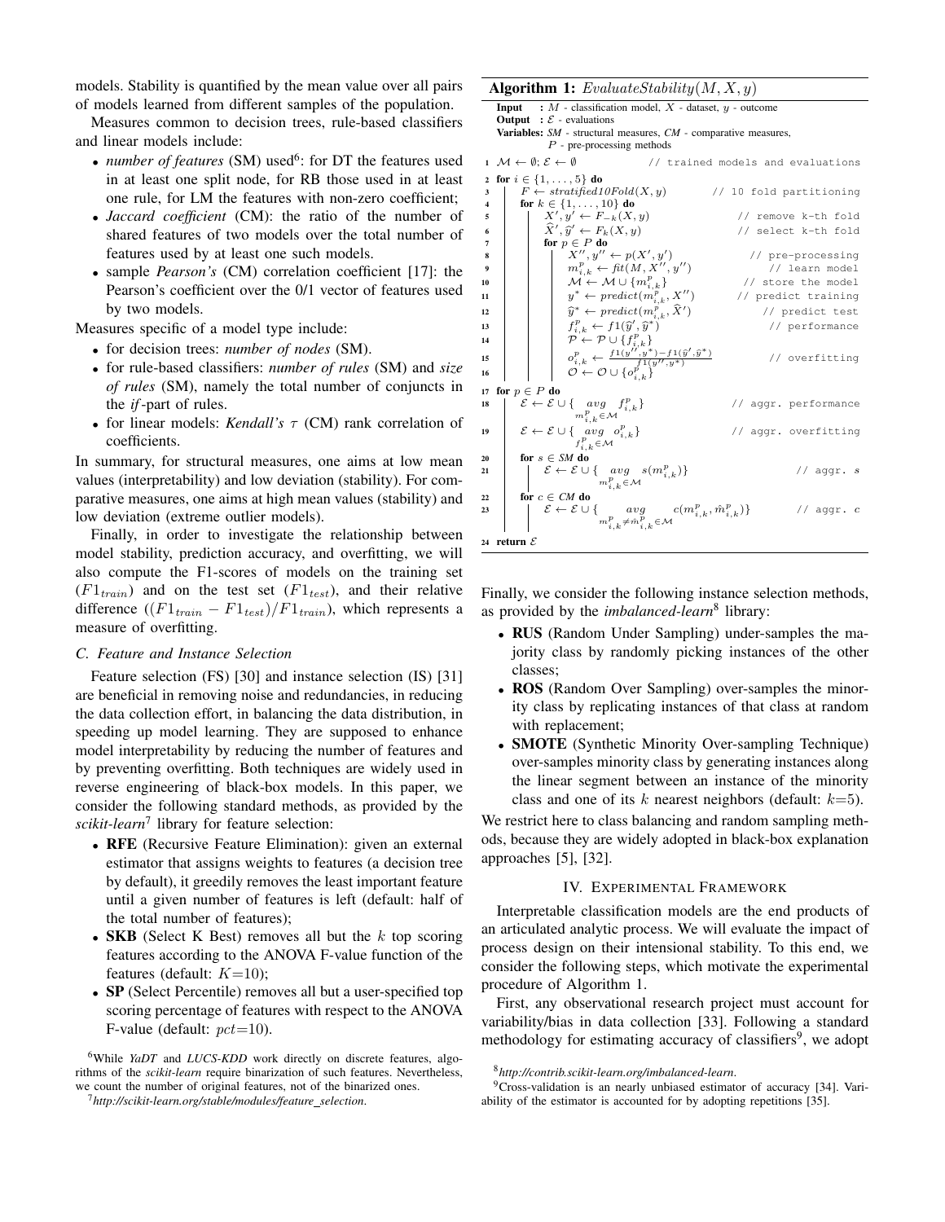models. Stability is quantified by the mean value over all pairs of models learned from different samples of the population.

Measures common to decision trees, rule-based classifiers and linear models include:

- *number of features* (SM) used[6]: for DT the features used in at least one split node, for RB those used in at least one rule, for LM the features with non-zero coefficient;
- *Jaccard coefficient* (CM): the ratio of the number of shared features of two models over the total number of features used by at least one such models.
- sample *Pearson's* (CM) correlation coefficient [17]: the Pearson's coefficient over the 0/1 vector of features used by two models.

Measures specific of a model type include:

- for decision trees: *number of nodes* (SM).
- for rule-based classifiers: *number of rules* (SM) and *size of rules* (SM), namely the total number of conjuncts in the *if*-part of rules.
- for linear models: *Kendall's* $\tau$ (CM) rank correlation of coefficients.

In summary, for structural measures, one aims at low mean values (interpretability) and low deviation (stability). For comparative measures, one aims at high mean values (stability) and low deviation (extreme outlier models).

Finally, in order to investigate the relationship between model stability, prediction accuracy, and overfitting, we will also compute the F1-scores of models on the training set ($F1_{train}$) and on the test set ($F1_{test}$), and their relative difference ($(F1_{train} - F1_{test})/F1_{train}$), which represents a measure of overfitting.

### C. Feature and Instance Selection

Feature selection (FS) [30] and instance selection (IS) [31] are beneficial in removing noise and redundancies, in reducing the data collection effort, in balancing the data distribution, in speeding up model learning. They are supposed to enhance model interpretability by reducing the number of features and by preventing overfitting. Both techniques are widely used in reverse engineering of black-box models. In this paper, we consider the following standard methods, as provided by the *scikit-learn*[7] library for feature selection:

- **RFE** (Recursive Feature Elimination): given an external estimator that assigns weights to features (a decision tree by default), it greedily removes the least important feature until a given number of features is left (default: half of the total number of features);
- **SKB** (Select K Best) removes all but the $k$ top scoring features according to the ANOVA F-value function of the features (default: $K$=10);
- **SP** (Select Percentile) removes all but a user-specified top scoring percentage of features with respect to the ANOVA F-value (default: $pct$=10).

**Algorithm 1:** $EvaluateStability(M, X, y)$

**Input** : $M$ - classification model, $X$ - dataset, $y$ - outcome
**Output** : $\mathcal{E}$ - evaluations
**Variables:** *SM* - structural measures, *CM* - comparative measures, $P$ - pre-processing methods

```
1  M ← ∅; E ← ∅                         // trained models and evaluations
2  for i ∈ {1,...,5} do
3      F ← stratified10Fold(X, y)          // 10 fold partitioning
4      for k ∈ {1,...,10} do
5          X', y' ← F_{-k}(X, y)           // remove k-th fold
6          X̂', ŷ' ← F_k(X, y)              // select k-th fold
7          for p ∈ P do
8              X'', y'' ← p(X', y')        // pre-processing
9              m^p_{i,k} ← fit(M, X'', y'')  // learn model
10             M ← M ∪ {m^p_{i,k}}          // store the model
11             y* ← predict(m^p_{i,k}, X'')  // predict training
12             ŷ* ← predict(m^p_{i,k}, X̂')   // predict test
13             f^p_{i,k} ← f1(ŷ', ŷ*)        // performance
14             P ← P ∪ {f^p_{i,k}}
15             o^p_{i,k} ← (f1(y'', y*) − f1(ŷ', ŷ*)) / f1(y'', y*)   // overfitting
16             O ← O ∪ {o^p_{i,k}}
17 for p ∈ P do
18     E ← E ∪ { avg_{m^p_{i,k} ∈ M} f^p_{i,k} }          // aggr. performance
19     E ← E ∪ { avg_{f^p_{i,k} ∈ M} o^p_{i,k} }          // aggr. overfitting
20     for s ∈ SM do
21         E ← E ∪ { avg_{m^p_{i,k} ∈ M} s(m^p_{i,k}) }   // aggr. s
22     for c ∈ CM do
23         E ← E ∪ { avg_{m^p_{i,k} ≠ m̂^p_{i,k} ∈ M} c(m^p_{i,k}, m̂^p_{i,k}) }   // aggr. c
24 return E
```

Finally, we consider the following instance selection methods, as provided by the *imbalanced-learn*[8] library:

- **RUS** (Random Under Sampling) under-samples the majority class by randomly picking instances of the other classes;
- **ROS** (Random Over Sampling) over-samples the minority class by replicating instances of that class at random with replacement;
- **SMOTE** (Synthetic Minority Over-sampling Technique) over-samples minority class by generating instances along the linear segment between an instance of the minority class and one of its $k$ nearest neighbors (default: $k$=5).

We restrict here to class balancing and random sampling methods, because they are widely adopted in black-box explanation approaches [5], [32].

## IV. Experimental Framework

Interpretable classification models are the end products of an articulated analytic process. We will evaluate the impact of process design on their intensional stability. To this end, we consider the following steps, which motivate the experimental procedure of Algorithm 1.

First, any observational research project must account for variability/bias in data collection [33]. Following a standard methodology for estimating accuracy of classifiers[9], we adopt

[6] While *YaDT* and *LUCS-KDD* work directly on discrete features, algorithms of the *scikit-learn* require binarization of such features. Nevertheless, we count the number of original features, not of the binarized ones.

[7] *http://scikit-learn.org/stable/modules/feature_selection*.

[8] *http://contrib.scikit-learn.org/imbalanced-learn*.

[9] Cross-validation is an nearly unbiased estimator of accuracy [34]. Variability of the estimator is accounted for by adopting repetitions [35].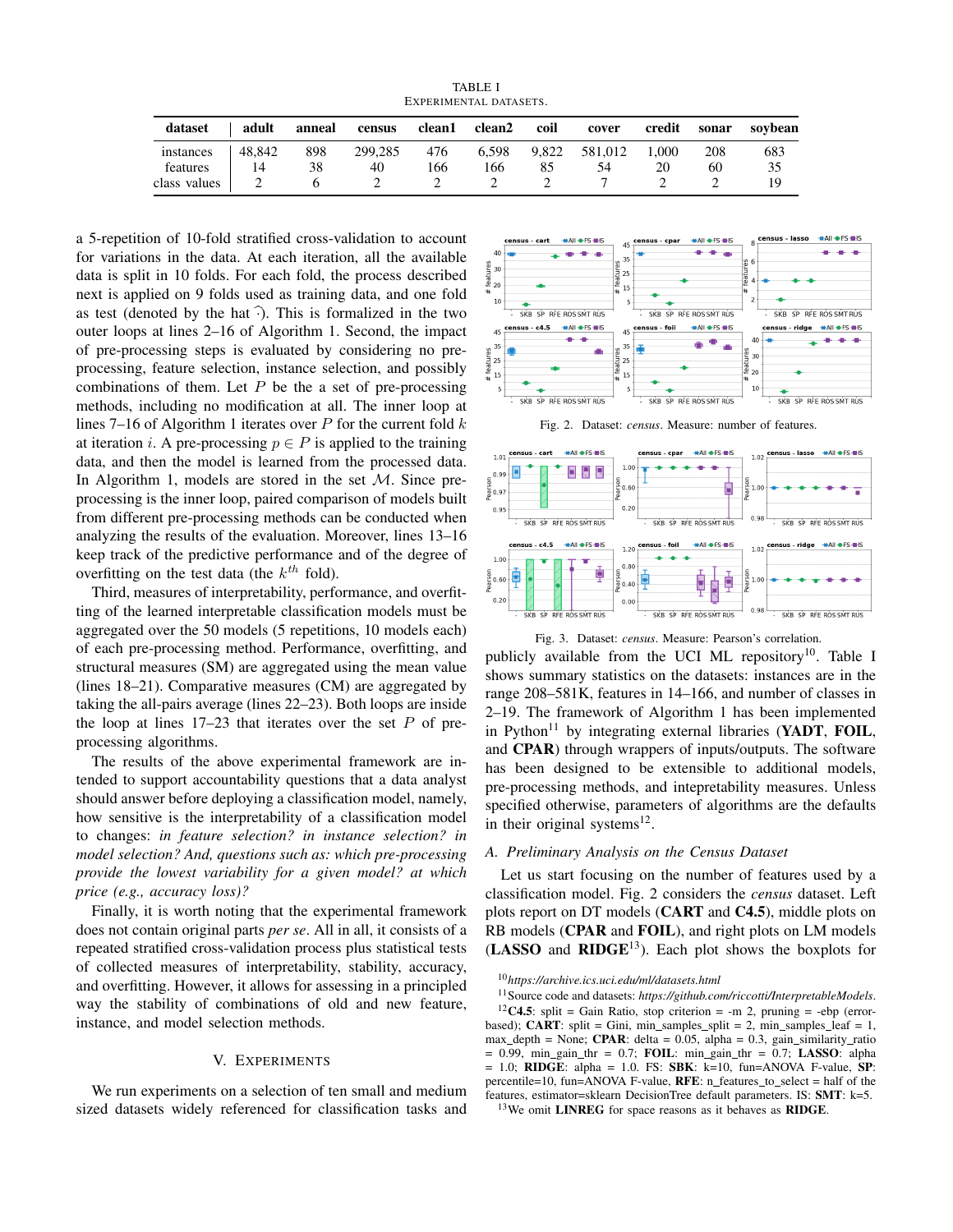TABLE I
EXPERIMENTAL DATASETS.

| dataset | adult | anneal | census | clean1 | clean2 | coil | cover | credit | sonar | soybean |
|---|---|---|---|---|---|---|---|---|---|---|
| instances | 48,842 | 898 | 299,285 | 476 | 6,598 | 9,822 | 581,012 | 1,000 | 208 | 683 |
| features | 14 | 38 | 40 | 166 | 166 | 85 | 54 | 20 | 60 | 35 |
| class values | 2 | 6 | 2 | 2 | 2 | 2 | 7 | 2 | 2 | 19 |

a 5-repetition of 10-fold stratified cross-validation to account for variations in the data. At each iteration, all the available data is split in 10 folds. For each fold, the process described next is applied on 9 folds used as training data, and one fold as test (denoted by the hat $\widehat{\cdot}$). This is formalized in the two outer loops at lines 2–16 of Algorithm 1. Second, the impact of pre-processing steps is evaluated by considering no pre-processing, feature selection, instance selection, and possibly combinations of them. Let $P$ be the a set of pre-processing methods, including no modification at all. The inner loop at lines 7–16 of Algorithm 1 iterates over $P$ for the current fold $k$ at iteration $i$. A pre-processing $p \in P$ is applied to the training data, and then the model is learned from the processed data. In Algorithm 1, models are stored in the set $\mathcal{M}$. Since pre-processing is the inner loop, paired comparison of models built from different pre-processing methods can be conducted when analyzing the results of the evaluation. Moreover, lines 13–16 keep track of the predictive performance and of the degree of overfitting on the test data (the $k^{th}$ fold).

Third, measures of interpretability, performance, and overfitting of the learned interpretable classification models must be aggregated over the 50 models (5 repetitions, 10 models each) of each pre-processing method. Performance, overfitting, and structural measures (SM) are aggregated using the mean value (lines 18–21). Comparative measures (CM) are aggregated by taking the all-pairs average (lines 22–23). Both loops are inside the loop at lines 17–23 that iterates over the set $P$ of pre-processing algorithms.

The results of the above experimental framework are intended to support accountability questions that a data analyst should answer before deploying a classification model, namely, how sensitive is the interpretability of a classification model to changes: *in feature selection? in instance selection? in model selection? And, questions such as: which pre-processing provide the lowest variability for a given model? at which price (e.g., accuracy loss)?*

Finally, it is worth noting that the experimental framework does not contain original parts *per se*. All in all, it consists of a repeated stratified cross-validation process plus statistical tests of collected measures of interpretability, stability, accuracy, and overfitting. However, it allows for assessing in a principled way the stability of combinations of old and new feature, instance, and model selection methods.

## V. Experiments

We run experiments on a selection of ten small and medium sized datasets widely referenced for classification tasks and publicly available from the UCI ML repository[10]. Table I shows summary statistics on the datasets: instances are in the range 208–581K, features in 14–166, and number of classes in 2–19. The framework of Algorithm 1 has been implemented in Python[11] by integrating external libraries (**YADT**, **FOIL**, and **CPAR**) through wrappers of inputs/outputs. The software has been designed to be extensible to additional models, pre-processing methods, and intepretability measures. Unless specified otherwise, parameters of algorithms are the defaults in their original systems[12].

Fig. 2. Dataset: *census*. Measure: number of features.

Fig. 3. Dataset: *census*. Measure: Pearson's correlation.

### A. Preliminary Analysis on the Census Dataset

Let us start focusing on the number of features used by a classification model. Fig. 2 considers the *census* dataset. Left plots report on DT models (**CART** and **C4.5**), middle plots on RB models (**CPAR** and **FOIL**), and right plots on LM models (**LASSO** and **RIDGE**[13]). Each plot shows the boxplots for

[10] *https://archive.ics.uci.edu/ml/datasets.html*

[11] Source code and datasets: *https://github.com/riccotti/InterpretableModels*.

[12] **C4.5**: split = Gain Ratio, stop criterion = -m 2, pruning = -ebp (error-based); **CART**: split = Gini, min_samples_split = 2, min_samples_leaf = 1, max_depth = None; **CPAR**: delta = 0.05, alpha = 0.3, gain_similarity_ratio = 0.99, min_gain_thr = 0.7; **FOIL**: min_gain_thr = 0.7; **LASSO**: alpha = 1.0; **RIDGE**: alpha = 1.0. FS: **SBK**: k=10, fun=ANOVA F-value, **SP**: percentile=10, fun=ANOVA F-value, **RFE**: n_features_to_select = half of the features, estimator=sklearn DecisionTree default parameters. IS: **SMT**: k=5.

[13] We omit **LINREG** for space reasons as it behaves as **RIDGE**.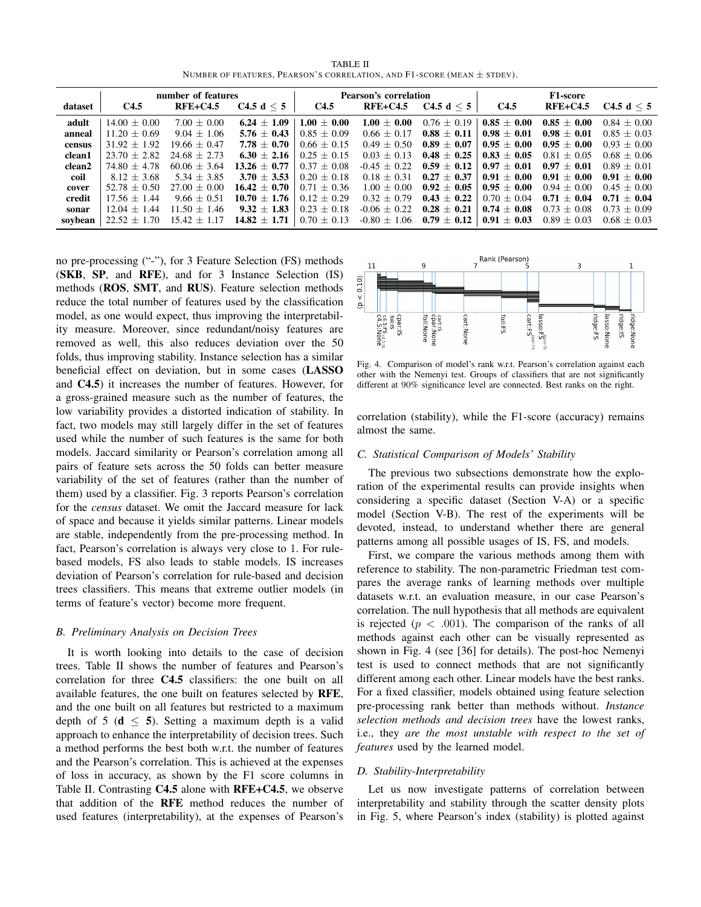TABLE II
NUMBER OF FEATURES, PEARSON'S CORRELATION, AND F1-SCORE (MEAN ± STDEV).

| dataset | number of features | | | Pearson's correlation | | | F1-score | | |
|---|---|---|---|---|---|---|---|---|---|
| | **C4.5** | **RFE+C4.5** | **C4.5 d ≤ 5** | **C4.5** | **RFE+C4.5** | **C4.5 d ≤ 5** | **C4.5** | **RFE+C4.5** | **C4.5 d ≤ 5** |
| **adult** | 14.00 ± 0.00 | 7.00 ± 0.00 | **6.24 ± 1.09** | **1.00 ± 0.00** | **1.00 ± 0.00** | 0.76 ± 0.19 | **0.85 ± 0.00** | **0.85 ± 0.00** | 0.84 ± 0.00 |
| **anneal** | 11.20 ± 0.69 | 9.04 ± 1.06 | **5.76 ± 0.43** | 0.85 ± 0.09 | 0.66 ± 0.17 | **0.88 ± 0.11** | **0.98 ± 0.01** | **0.98 ± 0.01** | 0.85 ± 0.03 |
| **census** | 31.92 ± 1.92 | 19.66 ± 0.47 | **7.78 ± 0.70** | 0.66 ± 0.15 | 0.49 ± 0.50 | **0.89 ± 0.07** | **0.95 ± 0.00** | **0.95 ± 0.00** | 0.93 ± 0.00 |
| **clean1** | 23.70 ± 2.82 | 24.68 ± 2.73 | **6.30 ± 2.16** | 0.25 ± 0.15 | 0.03 ± 0.13 | **0.48 ± 0.25** | **0.83 ± 0.05** | 0.81 ± 0.05 | 0.68 ± 0.06 |
| **clean2** | 74.80 ± 4.78 | 60.06 ± 3.64 | **13.26 ± 0.77** | 0.37 ± 0.08 | -0.45 ± 0.22 | **0.59 ± 0.12** | **0.97 ± 0.01** | **0.97 ± 0.01** | 0.89 ± 0.01 |
| **coil** | 8.12 ± 3.68 | 5.34 ± 3.85 | **3.70 ± 3.53** | 0.20 ± 0.18 | 0.18 ± 0.31 | **0.27 ± 0.37** | **0.91 ± 0.00** | **0.91 ± 0.00** | **0.91 ± 0.00** |
| **cover** | 52.78 ± 0.50 | 27.00 ± 0.00 | **16.42 ± 0.70** | 0.71 ± 0.36 | 1.00 ± 0.00 | **0.92 ± 0.05** | **0.95 ± 0.00** | 0.94 ± 0.00 | 0.45 ± 0.00 |
| **credit** | 17.56 ± 1.44 | 9.66 ± 0.51 | **10.70 ± 1.76** | 0.12 ± 0.29 | 0.32 ± 0.79 | **0.43 ± 0.22** | 0.70 ± 0.04 | **0.71 ± 0.04** | **0.71 ± 0.04** |
| **sonar** | 12.04 ± 1.44 | 11.50 ± 1.46 | **9.32 ± 1.83** | 0.23 ± 0.18 | -0.06 ± 0.22 | **0.28 ± 0.21** | **0.74 ± 0.08** | 0.73 ± 0.08 | 0.73 ± 0.09 |
| **soybean** | 22.52 ± 1.70 | 15.42 ± 1.17 | **14.82 ± 1.71** | 0.70 ± 0.13 | -0.80 ± 1.06 | **0.79 ± 0.12** | **0.91 ± 0.03** | 0.89 ± 0.03 | 0.68 ± 0.03 |

no pre-processing ("-"), for 3 Feature Selection (FS) methods (**SKB**, **SP**, and **RFE**), and for 3 Instance Selection (IS) methods (**ROS**, **SMT**, and **RUS**). Feature selection methods reduce the total number of features used by the classification model, as one would expect, thus improving the interpretability measure. Moreover, since redundant/noisy features are removed as well, this also reduces deviation over the 50 folds, thus improving stability. Instance selection has a similar beneficial effect on deviation, but in some cases (**LASSO** and **C4.5**) it increases the number of features. However, for a gross-grained measure such as the number of features, the low variability provides a distorted indication of stability. In fact, two models may still largely differ in the set of features used while the number of such features is the same for both models. Jaccard similarity or Pearson's correlation among all pairs of feature sets across the 50 folds can better measure variability of the set of features (rather than the number of them) used by a classifier. Fig. 3 reports Pearson's correlation for the *census* dataset. We omit the Jaccard measure for lack of space and because it yields similar patterns. Linear models are stable, independently from the pre-processing method. In fact, Pearson's correlation is always very close to 1. For rule-based models, FS also leads to stable models. IS increases deviation of Pearson's correlation for rule-based and decision trees classifiers. This means that extreme outlier models (in terms of feature's vector) become more frequent.

### B. Preliminary Analysis on Decision Trees

It is worth looking into details to the case of decision trees. Table II shows the number of features and Pearson's correlation for three **C4.5** classifiers: the one built on all available features, the one built on features selected by **RFE**, and the one built on all features but restricted to a maximum depth of 5 (**d ≤ 5**). Setting a maximum depth is a valid approach to enhance the interpretability of decision trees. Such a method performs the best both w.r.t. the number of features and the Pearson's correlation. This is achieved at the expenses of loss in accuracy, as shown by the F1 score columns in Table II. Contrasting **C4.5** alone with **RFE+C4.5**, we observe that addition of the **RFE** method reduces the number of used features (interpretability), at the expenses of Pearson's correlation (stability), while the F1-score (accuracy) remains almost the same.

Fig. 4. Comparison of model's rank w.r.t. Pearson's correlation against each other with the Nemenyi test. Groups of classifiers that are not significantly different at 90% significance level are connected. Best ranks on the right.

### C. Statistical Comparison of Models' Stability

The previous two subsections demonstrate how the exploration of the experimental results can provide insights when considering a specific dataset (Section V-A) or a specific model (Section V-B). The rest of the experiments will be devoted, instead, to understand whether there are general patterns among all possible usages of IS, FS, and models.

First, we compare the various methods among them with reference to stability. The non-parametric Friedman test compares the average ranks of learning methods over multiple datasets w.r.t. an evaluation measure, in our case Pearson's correlation. The null hypothesis that all methods are equivalent is rejected ($p < .001$). The comparison of the ranks of all methods against each other can be visually represented as shown in Fig. 4 (see [36] for details). The post-hoc Nemenyi test is used to connect methods that are not significantly different among each other. Linear models have the best ranks. For a fixed classifier, models obtained using feature selection pre-processing rank better than methods without. *Instance selection methods and decision trees* have the lowest ranks, i.e., they *are the most unstable with respect to the set of features* used by the learned model.

### D. Stability-Interpretability

Let us now investigate patterns of correlation between interpretability and stability through the scatter density plots in Fig. 5, where Pearson's index (stability) is plotted against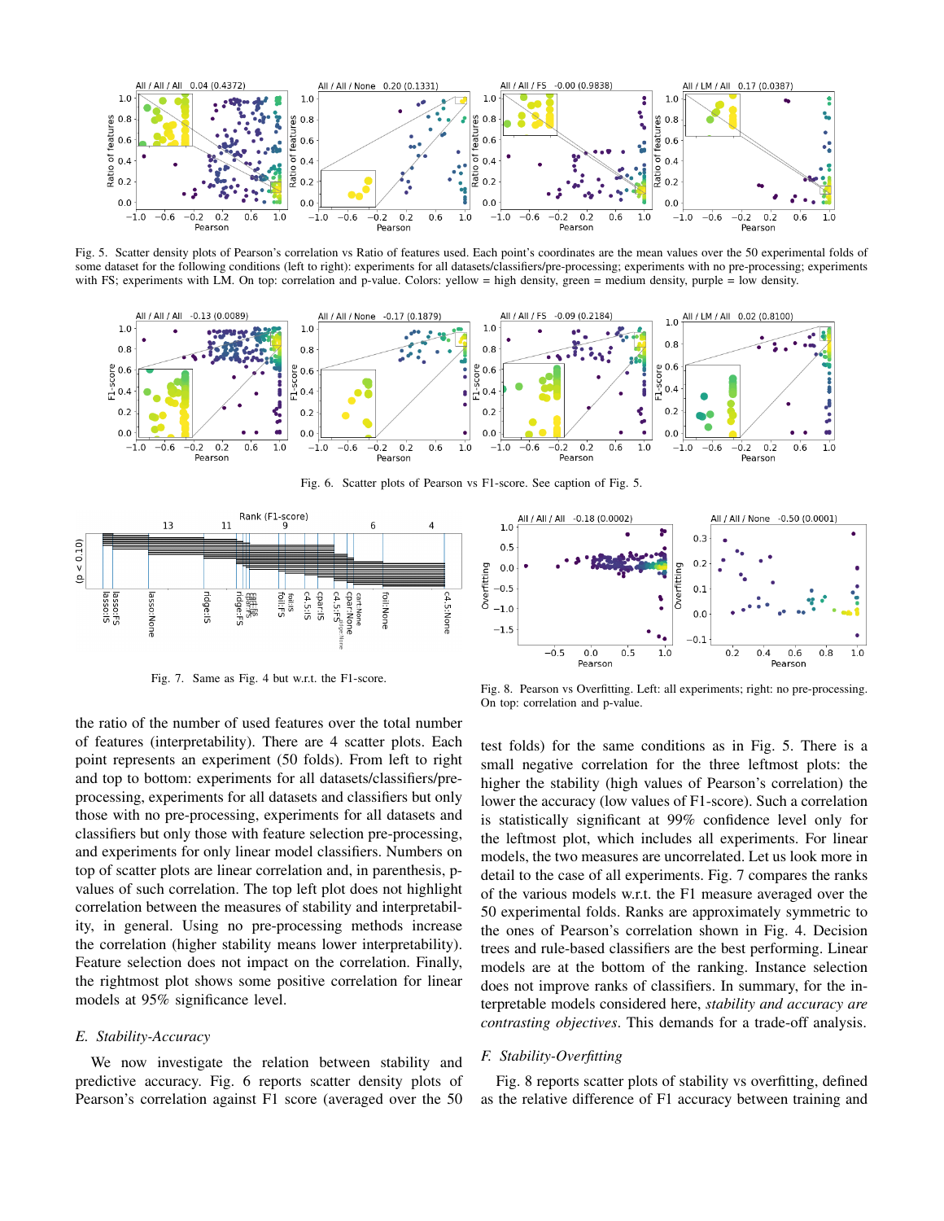Fig. 5. Scatter density plots of Pearson's correlation vs Ratio of features used. Each point's coordinates are the mean values over the 50 experimental folds of some dataset for the following conditions (left to right): experiments for all datasets/classifiers/pre-processing; experiments with no pre-processing; experiments with FS; experiments with LM. On top: correlation and p-value. Colors: yellow = high density, green = medium density, purple = low density.

Fig. 6. Scatter plots of Pearson vs F1-score. See caption of Fig. 5.

Fig. 7. Same as Fig. 4 but w.r.t. the F1-score.

Fig. 8. Pearson vs Overfitting. Left: all experiments; right: no pre-processing. On top: correlation and p-value.

the ratio of the number of used features over the total number of features (interpretability). There are 4 scatter plots. Each point represents an experiment (50 folds). From left to right and top to bottom: experiments for all datasets/classifiers/pre-processing, experiments for all datasets and classifiers but only those with no pre-processing, experiments for all datasets and classifiers but only those with feature selection pre-processing, and experiments for only linear model classifiers. Numbers on top of scatter plots are linear correlation and, in parenthesis, p-values of such correlation. The top left plot does not highlight correlation between the measures of stability and interpretability, in general. Using no pre-processing methods increase the correlation (higher stability means lower interpretability). Feature selection does not impact on the correlation. Finally, the rightmost plot shows some positive correlation for linear models at 95% significance level.

### E. Stability-Accuracy

We now investigate the relation between stability and predictive accuracy. Fig. 6 reports scatter density plots of Pearson's correlation against F1 score (averaged over the 50 test folds) for the same conditions as in Fig. 5. There is a small negative correlation for the three leftmost plots: the higher the stability (high values of Pearson's correlation) the lower the accuracy (low values of F1-score). Such a correlation is statistically significant at 99% confidence level only for the leftmost plot, which includes all experiments. For linear models, the two measures are uncorrelated. Let us look more in detail to the case of all experiments. Fig. 7 compares the ranks of the various models w.r.t. the F1 measure averaged over the 50 experimental folds. Ranks are approximately symmetric to the ones of Pearson's correlation shown in Fig. 4. Decision trees and rule-based classifiers are the best performing. Linear models are at the bottom of the ranking. Instance selection does not improve ranks of classifiers. In summary, for the interpretable models considered here, *stability and accuracy are contrasting objectives*. This demands for a trade-off analysis.

### F. Stability-Overfitting

Fig. 8 reports scatter plots of stability vs overfitting, defined as the relative difference of F1 accuracy between training and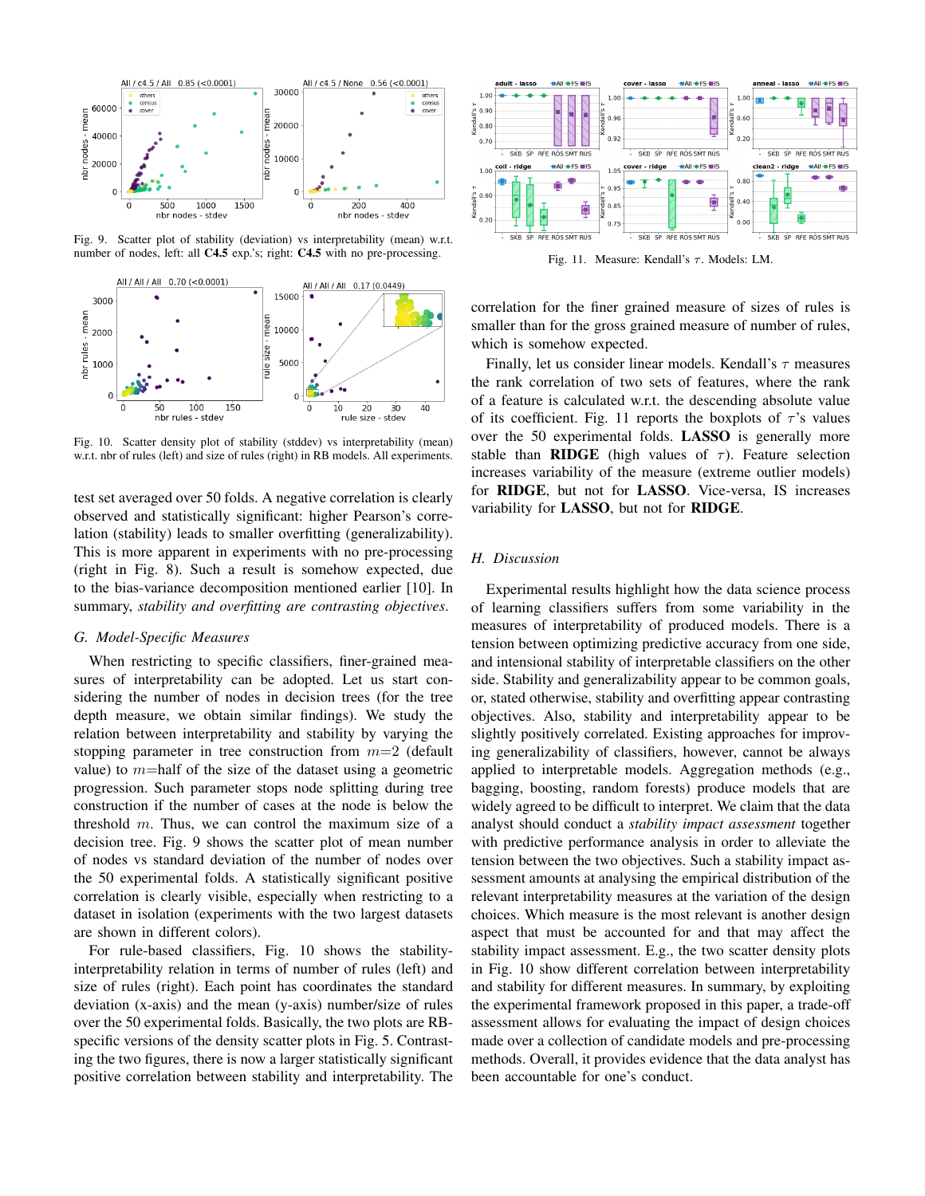Fig. 9. Scatter plot of stability (deviation) vs interpretability (mean) w.r.t. number of nodes, left: all **C4.5** exp.'s; right: **C4.5** with no pre-processing.

Fig. 10. Scatter density plot of stability (stddev) vs interpretability (mean) w.r.t. nbr of rules (left) and size of rules (right) in RB models. All experiments.

test set averaged over 50 folds. A negative correlation is clearly observed and statistically significant: higher Pearson's correlation (stability) leads to smaller overfitting (generalizability). This is more apparent in experiments with no pre-processing (right in Fig. 8). Such a result is somehow expected, due to the bias-variance decomposition mentioned earlier [10]. In summary, *stability and overfitting are contrasting objectives*.

### G. Model-Specific Measures

When restricting to specific classifiers, finer-grained measures of interpretability can be adopted. Let us start considering the number of nodes in decision trees (for the tree depth measure, we obtain similar findings). We study the relation between interpretability and stability by varying the stopping parameter in tree construction from $m$=2 (default value) to $m$=half of the size of the dataset using a geometric progression. Such parameter stops node splitting during tree construction if the number of cases at the node is below the threshold $m$. Thus, we can control the maximum size of a decision tree. Fig. 9 shows the scatter plot of mean number of nodes vs standard deviation of the number of nodes over the 50 experimental folds. A statistically significant positive correlation is clearly visible, especially when restricting to a dataset in isolation (experiments with the two largest datasets are shown in different colors).

For rule-based classifiers, Fig. 10 shows the stability-interpretability relation in terms of number of rules (left) and size of rules (right). Each point has coordinates the standard deviation (x-axis) and the mean (y-axis) number/size of rules over the 50 experimental folds. Basically, the two plots are RB-specific versions of the density scatter plots in Fig. 5. Contrasting the two figures, there is now a larger statistically significant positive correlation between stability and interpretability. The correlation for the finer grained measure of sizes of rules is smaller than for the gross grained measure of number of rules, which is somehow expected.

Finally, let us consider linear models. Kendall's $\tau$ measures the rank correlation of two sets of features, where the rank of a feature is calculated w.r.t. the descending absolute value of its coefficient. Fig. 11 reports the boxplots of $\tau$'s values over the 50 experimental folds. **LASSO** is generally more stable than **RIDGE** (high values of $\tau$). Feature selection increases variability of the measure (extreme outlier models) for **RIDGE**, but not for **LASSO**. Vice-versa, IS increases variability for **LASSO**, but not for **RIDGE**.

Fig. 11. Measure: Kendall's $\tau$. Models: LM.

### H. Discussion

Experimental results highlight how the data science process of learning classifiers suffers from some variability in the measures of interpretability of produced models. There is a tension between optimizing predictive accuracy from one side, and intensional stability of interpretable classifiers on the other side. Stability and generalizability appear to be common goals, or, stated otherwise, stability and overfitting appear contrasting objectives. Also, stability and interpretability appear to be slightly positively correlated. Existing approaches for improving generalizability of classifiers, however, cannot be always applied to interpretable models. Aggregation methods (e.g., bagging, boosting, random forests) produce models that are widely agreed to be difficult to interpret. We claim that the data analyst should conduct a *stability impact assessment* together with predictive performance analysis in order to alleviate the tension between the two objectives. Such a stability impact assessment amounts at analysing the empirical distribution of the relevant interpretability measures at the variation of the design choices. Which measure is the most relevant is another design aspect that must be accounted for and that may affect the stability impact assessment. E.g., the two scatter density plots in Fig. 10 show different correlation between interpretability and stability for different measures. In summary, by exploiting the experimental framework proposed in this paper, a trade-off assessment allows for evaluating the impact of design choices made over a collection of candidate models and pre-processing methods. Overall, it provides evidence that the data analyst has been accountable for one's conduct.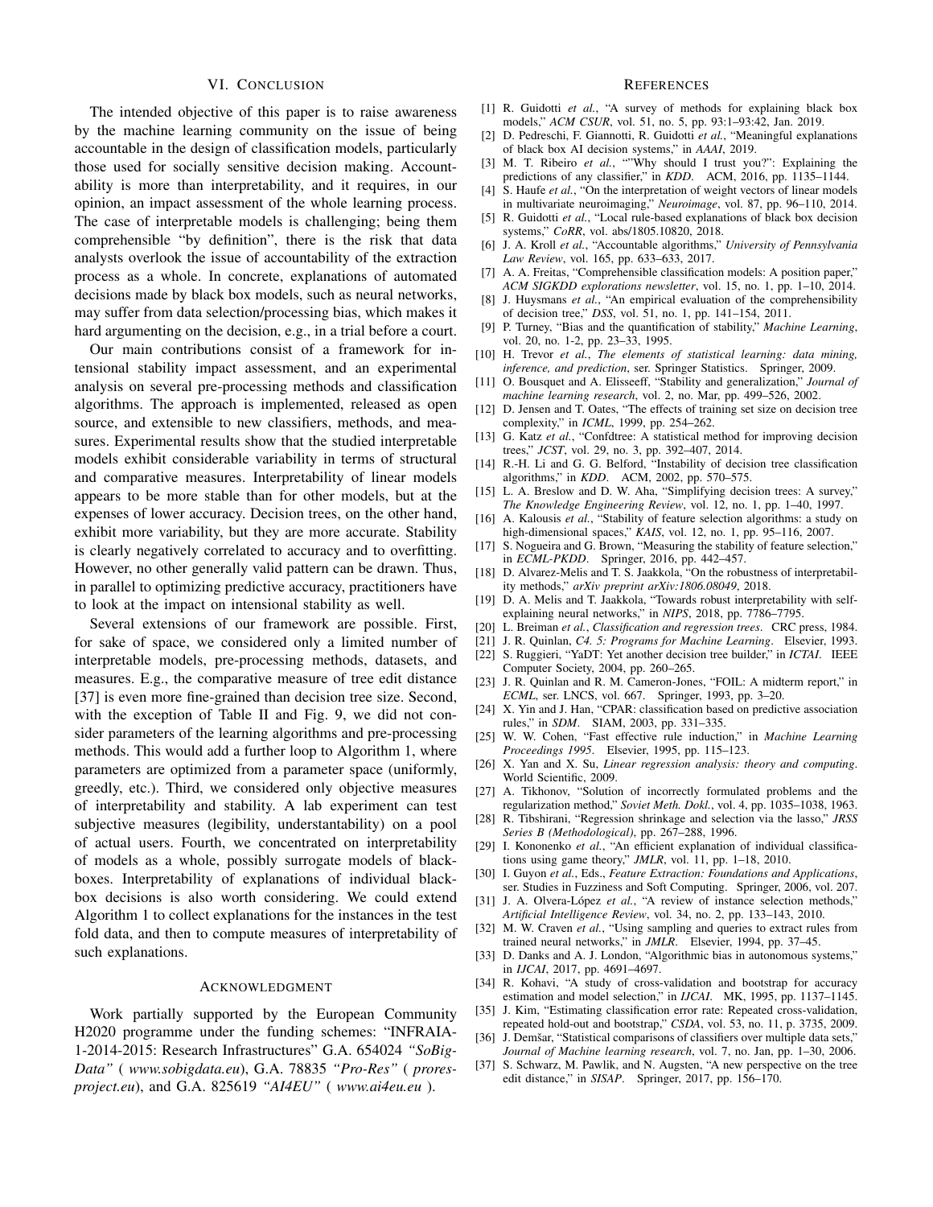## VI. Conclusion

The intended objective of this paper is to raise awareness by the machine learning community on the issue of being accountable in the design of classification models, particularly those used for socially sensitive decision making. Accountability is more than interpretability, and it requires, in our opinion, an impact assessment of the whole learning process. The case of interpretable models is challenging; being them comprehensible "by definition", there is the risk that data analysts overlook the issue of accountability of the extraction process as a whole. In concrete, explanations of automated decisions made by black box models, such as neural networks, may suffer from data selection/processing bias, which makes it hard argumenting on the decision, e.g., in a trial before a court.

Our main contributions consist of a framework for intensional stability impact assessment, and an experimental analysis on several pre-processing methods and classification algorithms. The approach is implemented, released as open source, and extensible to new classifiers, methods, and measures. Experimental results show that the studied interpretable models exhibit considerable variability in terms of structural and comparative measures. Interpretability of linear models appears to be more stable than for other models, but at the expenses of lower accuracy. Decision trees, on the other hand, exhibit more variability, but they are more accurate. Stability is clearly negatively correlated to accuracy and to overfitting. However, no other generally valid pattern can be drawn. Thus, in parallel to optimizing predictive accuracy, practitioners have to look at the impact on intensional stability as well.

Several extensions of our framework are possible. First, for sake of space, we considered only a limited number of interpretable models, pre-processing methods, datasets, and measures. E.g., the comparative measure of tree edit distance [37] is even more fine-grained than decision tree size. Second, with the exception of Table II and Fig. 9, we did not consider parameters of the learning algorithms and pre-processing methods. This would add a further loop to Algorithm 1, where parameters are optimized from a parameter space (uniformly, greedly, etc.). Third, we considered only objective measures of interpretability and stability. A lab experiment can test subjective measures (legibility, understantability) on a pool of actual users. Fourth, we concentrated on interpretability of models as a whole, possibly surrogate models of black-boxes. Interpretability of explanations of individual black-box decisions is also worth considering. We could extend Algorithm 1 to collect explanations for the instances in the test fold data, and then to compute measures of interpretability of such explanations.

## Acknowledgment

Work partially supported by the European Community H2020 programme under the funding schemes: "INFRAIA-1-2014-2015: Research Infrastructures" G.A. 654024 *"SoBigData"* ( *www.sobigdata.eu*), G.A. 78835 *"Pro-Res"* ( *prores-project.eu*), and G.A. 825619 *"AI4EU"* ( *www.ai4eu.eu* ).

## References

[1] R. Guidotti *et al.*, "A survey of methods for explaining black box models," *ACM CSUR*, vol. 51, no. 5, pp. 93:1–93:42, Jan. 2019.

[2] D. Pedreschi, F. Giannotti, R. Guidotti *et al.*, "Meaningful explanations of black box AI decision systems," in *AAAI*, 2019.

[3] M. T. Ribeiro *et al.*, ""Why should I trust you?": Explaining the predictions of any classifier," in *KDD*. ACM, 2016, pp. 1135–1144.

[4] S. Haufe *et al.*, "On the interpretation of weight vectors of linear models in multivariate neuroimaging," *Neuroimage*, vol. 87, pp. 96–110, 2014.

[5] R. Guidotti *et al.*, "Local rule-based explanations of black box decision systems," *CoRR*, vol. abs/1805.10820, 2018.

[6] J. A. Kroll *et al.*, "Accountable algorithms," *University of Pennsylvania Law Review*, vol. 165, pp. 633–633, 2017.

[7] A. A. Freitas, "Comprehensible classification models: A position paper," *ACM SIGKDD explorations newsletter*, vol. 15, no. 1, pp. 1–10, 2014.

[8] J. Huysmans *et al.*, "An empirical evaluation of the comprehensibility of decision tree," *DSS*, vol. 51, no. 1, pp. 141–154, 2011.

[9] P. Turney, "Bias and the quantification of stability," *Machine Learning*, vol. 20, no. 1-2, pp. 23–33, 1995.

[10] H. Trevor *et al.*, *The elements of statistical learning: data mining, inference, and prediction*, ser. Springer Statistics. Springer, 2009.

[11] O. Bousquet and A. Elisseeff, "Stability and generalization," *Journal of machine learning research*, vol. 2, no. Mar, pp. 499–526, 2002.

[12] D. Jensen and T. Oates, "The effects of training set size on decision tree complexity," in *ICML*, 1999, pp. 254–262.

[13] G. Katz *et al.*, "Confdtree: A statistical method for improving decision trees," *JCST*, vol. 29, no. 3, pp. 392–407, 2014.

[14] R.-H. Li and G. G. Belford, "Instability of decision tree classification algorithms," in *KDD*. ACM, 2002, pp. 570–575.

[15] L. A. Breslow and D. W. Aha, "Simplifying decision trees: A survey," *The Knowledge Engineering Review*, vol. 12, no. 1, pp. 1–40, 1997.

[16] A. Kalousis *et al.*, "Stability of feature selection algorithms: a study on high-dimensional spaces," *KAIS*, vol. 12, no. 1, pp. 95–116, 2007.

[17] S. Nogueira and G. Brown, "Measuring the stability of feature selection," in *ECML-PKDD*. Springer, 2016, pp. 442–457.

[18] D. Alvarez-Melis and T. S. Jaakkola, "On the robustness of interpretability methods," *arXiv preprint arXiv:1806.08049*, 2018.

[19] D. A. Melis and T. Jaakkola, "Towards robust interpretability with self-explaining neural networks," in *NIPS*, 2018, pp. 7786–7795.

[20] L. Breiman *et al.*, *Classification and regression trees*. CRC press, 1984.

[21] J. R. Quinlan, *C4. 5: Programs for Machine Learning*. Elsevier, 1993.

[22] S. Ruggieri, "YaDT: Yet another decision tree builder," in *ICTAI*. IEEE Computer Society, 2004, pp. 260–265.

[23] J. R. Quinlan and R. M. Cameron-Jones, "FOIL: A midterm report," in *ECML*, ser. LNCS, vol. 667. Springer, 1993, pp. 3–20.

[24] X. Yin and J. Han, "CPAR: classification based on predictive association rules," in *SDM*. SIAM, 2003, pp. 331–335.

[25] W. W. Cohen, "Fast effective rule induction," in *Machine Learning Proceedings 1995*. Elsevier, 1995, pp. 115–123.

[26] X. Yan and X. Su, *Linear regression analysis: theory and computing*. World Scientific, 2009.

[27] A. Tikhonov, "Solution of incorrectly formulated problems and the regularization method," *Soviet Meth. Dokl.*, vol. 4, pp. 1035–1038, 1963.

[28] R. Tibshirani, "Regression shrinkage and selection via the lasso," *JRSS Series B (Methodological)*, pp. 267–288, 1996.

[29] I. Kononenko *et al.*, "An efficient explanation of individual classifications using game theory," *JMLR*, vol. 11, pp. 1–18, 2010.

[30] I. Guyon *et al.*, Eds., *Feature Extraction: Foundations and Applications*, ser. Studies in Fuzziness and Soft Computing. Springer, 2006, vol. 207.

[31] J. A. Olvera-López *et al.*, "A review of instance selection methods," *Artificial Intelligence Review*, vol. 34, no. 2, pp. 133–143, 2010.

[32] M. W. Craven *et al.*, "Using sampling and queries to extract rules from trained neural networks," in *JMLR*. Elsevier, 1994, pp. 37–45.

[33] D. Danks and A. J. London, "Algorithmic bias in autonomous systems," in *IJCAI*, 2017, pp. 4691–4697.

[34] R. Kohavi, "A study of cross-validation and bootstrap for accuracy estimation and model selection," in *IJCAI*. MK, 1995, pp. 1137–1145.

[35] J. Kim, "Estimating classification error rate: Repeated cross-validation, repeated hold-out and bootstrap," *CSDA*, vol. 53, no. 11, p. 3735, 2009.

[36] J. Demšar, "Statistical comparisons of classifiers over multiple data sets," *Journal of Machine learning research*, vol. 7, no. Jan, pp. 1–30, 2006.

[37] S. Schwarz, M. Pawlik, and N. Augsten, "A new perspective on the tree edit distance," in *SISAP*. Springer, 2017, pp. 156–170.